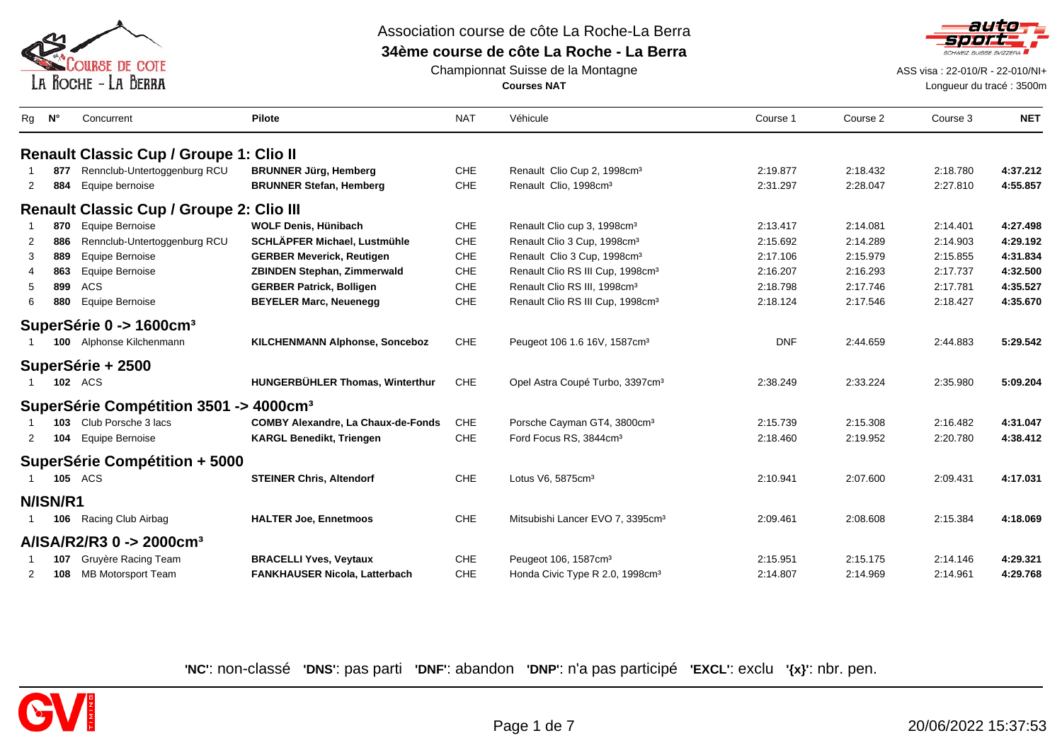Association course de côte La Roche-La Berra

# 34ème course de côte La Roche - La Berra

Championnat Suisse de la Montagne

**Courses NAT**

ASS visa : 22-010/R - 22-010/NI+

Longueur du tracé : 3500m

| Rg | N° | Concurrent | Pilote | NAT | Véhicule | Course 1 | Course 2 | Course 3 | NET |
|---|---|---|---|---|---|---|---|---|---|
| **Renault Classic Cup / Groupe 1: Clio II** | | | | | | | | | |
| 1 | **877** | Rennclub-Untertoggenburg RCU | **BRUNNER Jürg, Hemberg** | CHE | Renault Clio Cup 2, 1998cm³ | 2:19.877 | 2:18.432 | 2:18.780 | **4:37.212** |
| 2 | **884** | Equipe bernoise | **BRUNNER Stefan, Hemberg** | CHE | Renault Clio, 1998cm³ | 2:31.297 | 2:28.047 | 2:27.810 | **4:55.857** |
| **Renault Classic Cup / Groupe 2: Clio III** | | | | | | | | | |
| 1 | **870** | Equipe Bernoise | **WOLF Denis, Hünibach** | CHE | Renault Clio cup 3, 1998cm³ | 2:13.417 | 2:14.081 | 2:14.401 | **4:27.498** |
| 2 | **886** | Rennclub-Untertoggenburg RCU | **SCHLÄPFER Michael, Lustmühle** | CHE | Renault Clio 3 Cup, 1998cm³ | 2:15.692 | 2:14.289 | 2:14.903 | **4:29.192** |
| 3 | **889** | Equipe Bernoise | **GERBER Meverick, Reutigen** | CHE | Renault Clio 3 Cup, 1998cm³ | 2:17.106 | 2:15.979 | 2:15.855 | **4:31.834** |
| 4 | **863** | Equipe Bernoise | **ZBINDEN Stephan, Zimmerwald** | CHE | Renault Clio RS III Cup, 1998cm³ | 2:16.207 | 2:16.293 | 2:17.737 | **4:32.500** |
| 5 | **899** | ACS | **GERBER Patrick, Bolligen** | CHE | Renault Clio RS III, 1998cm³ | 2:18.798 | 2:17.746 | 2:17.781 | **4:35.527** |
| 6 | **880** | Equipe Bernoise | **BEYELER Marc, Neuenegg** | CHE | Renault Clio RS III Cup, 1998cm³ | 2:18.124 | 2:17.546 | 2:18.427 | **4:35.670** |
| **SuperSérie 0 -> 1600cm³** | | | | | | | | | |
| 1 | **100** | Alphonse Kilchenmann | **KILCHENMANN Alphonse, Sonceboz** | CHE | Peugeot 106 1.6 16V, 1587cm³ | DNF | 2:44.659 | 2:44.883 | **5:29.542** |
| **SuperSérie + 2500** | | | | | | | | | |
| 1 | **102** | ACS | **HUNGERBÜHLER Thomas, Winterthur** | CHE | Opel Astra Coupé Turbo, 3397cm³ | 2:38.249 | 2:33.224 | 2:35.980 | **5:09.204** |
| **SuperSérie Compétition 3501 -> 4000cm³** | | | | | | | | | |
| 1 | **103** | Club Porsche 3 lacs | **COMBY Alexandre, La Chaux-de-Fonds** | CHE | Porsche Cayman GT4, 3800cm³ | 2:15.739 | 2:15.308 | 2:16.482 | **4:31.047** |
| 2 | **104** | Equipe Bernoise | **KARGL Benedikt, Triengen** | CHE | Ford Focus RS, 3844cm³ | 2:18.460 | 2:19.952 | 2:20.780 | **4:38.412** |
| **SuperSérie Compétition + 5000** | | | | | | | | | |
| 1 | **105** | ACS | **STEINER Chris, Altendorf** | CHE | Lotus V6, 5875cm³ | 2:10.941 | 2:07.600 | 2:09.431 | **4:17.031** |
| **N/ISN/R1** | | | | | | | | | |
| 1 | **106** | Racing Club Airbag | **HALTER Joe, Ennetmoos** | CHE | Mitsubishi Lancer EVO 7, 3395cm³ | 2:09.461 | 2:08.608 | 2:15.384 | **4:18.069** |
| **A/ISA/R2/R3 0 -> 2000cm³** | | | | | | | | | |
| 1 | **107** | Gruyère Racing Team | **BRACELLI Yves, Veytaux** | CHE | Peugeot 106, 1587cm³ | 2:15.951 | 2:15.175 | 2:14.146 | **4:29.321** |
| 2 | **108** | MB Motorsport Team | **FANKHAUSER Nicola, Latterbach** | CHE | Honda Civic Type R 2.0, 1998cm³ | 2:14.807 | 2:14.969 | 2:14.961 | **4:29.768** |

**'NC'**: non-classé **'DNS'**: pas parti **'DNF'**: abandon **'DNP'**: n'a pas participé **'EXCL'**: exclu **'{x}'**: nbr. pen.

20/06/2022 15:37:53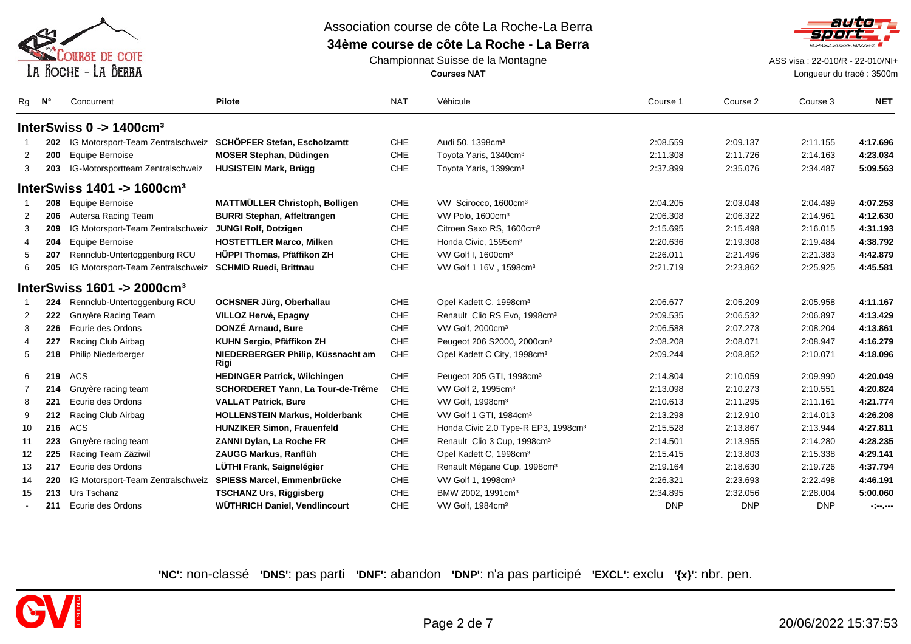Association course de côte La Roche-La Berra

**34ème course de côte La Roche - La Berra**

Championnat Suisse de la Montagne

**Courses NAT**

ASS visa : 22-010/R - 22-010/NI+

Longueur du tracé : 3500m

| Rg | N° | Concurrent | Pilote | NAT | Véhicule | Course 1 | Course 2 | Course 3 | NET |
|---|---|---|---|---|---|---|---|---|---|
| **InterSwiss 0 -> 1400cm³** | | | | | | | | | |
| 1 | **202** | IG Motorsport-Team Zentralschweiz | **SCHÖPFER Stefan, Escholzamtt** | CHE | Audi 50, 1398cm³ | 2:08.559 | 2:09.137 | 2:11.155 | **4:17.696** |
| 2 | **200** | Equipe Bernoise | **MOSER Stephan, Düdingen** | CHE | Toyota Yaris, 1340cm³ | 2:11.308 | 2:11.726 | 2:14.163 | **4:23.034** |
| 3 | **203** | IG-Motorsportteam Zentralschweiz | **HUSISTEIN Mark, Brügg** | CHE | Toyota Yaris, 1399cm³ | 2:37.899 | 2:35.076 | 2:34.487 | **5:09.563** |
| **InterSwiss 1401 -> 1600cm³** | | | | | | | | | |
| 1 | **208** | Equipe Bernoise | **MATTMÜLLER Christoph, Bolligen** | CHE | VW Scirocco, 1600cm³ | 2:04.205 | 2:03.048 | 2:04.489 | **4:07.253** |
| 2 | **206** | Autersa Racing Team | **BURRI Stephan, Affeltrangen** | CHE | VW Polo, 1600cm³ | 2:06.308 | 2:06.322 | 2:14.961 | **4:12.630** |
| 3 | **209** | IG Motorsport-Team Zentralschweiz | **JUNGI Rolf, Dotzigen** | CHE | Citroen Saxo RS, 1600cm³ | 2:15.695 | 2:15.498 | 2:16.015 | **4:31.193** |
| 4 | **204** | Equipe Bernoise | **HOSTETTLER Marco, Milken** | CHE | Honda Civic, 1595cm³ | 2:20.636 | 2:19.308 | 2:19.484 | **4:38.792** |
| 5 | **207** | Rennclub-Untertoggenburg RCU | **HÜPPI Thomas, Pfäffikon ZH** | CHE | VW Golf I, 1600cm³ | 2:26.011 | 2:21.496 | 2:21.383 | **4:42.879** |
| 6 | **205** | IG Motorsport-Team Zentralschweiz | **SCHMID Ruedi, Brittnau** | CHE | VW Golf 1 16V , 1598cm³ | 2:21.719 | 2:23.862 | 2:25.925 | **4:45.581** |
| **InterSwiss 1601 -> 2000cm³** | | | | | | | | | |
| 1 | **224** | Rennclub-Untertoggenburg RCU | **OCHSNER Jürg, Oberhallau** | CHE | Opel Kadett C, 1998cm³ | 2:06.677 | 2:05.209 | 2:05.958 | **4:11.167** |
| 2 | **222** | Gruyère Racing Team | **VILLOZ Hervé, Epagny** | CHE | Renault Clio RS Evo, 1998cm³ | 2:09.535 | 2:06.532 | 2:06.897 | **4:13.429** |
| 3 | **226** | Ecurie des Ordons | **DONZÉ Arnaud, Bure** | CHE | VW Golf, 2000cm³ | 2:06.588 | 2:07.273 | 2:08.204 | **4:13.861** |
| 4 | **227** | Racing Club Airbag | **KUHN Sergio, Pfäffikon ZH** | CHE | Peugeot 206 S2000, 2000cm³ | 2:08.208 | 2:08.071 | 2:08.947 | **4:16.279** |
| 5 | **218** | Philip Niederberger | **NIEDERBERGER Philip, Küssnacht am Rigi** | CHE | Opel Kadett C City, 1998cm³ | 2:09.244 | 2:08.852 | 2:10.071 | **4:18.096** |
| 6 | **219** | ACS | **HEDINGER Patrick, Wilchingen** | CHE | Peugeot 205 GTI, 1998cm³ | 2:14.804 | 2:10.059 | 2:09.990 | **4:20.049** |
| 7 | **214** | Gruyère racing team | **SCHORDERET Yann, La Tour-de-Trême** | CHE | VW Golf 2, 1995cm³ | 2:13.098 | 2:10.273 | 2:10.551 | **4:20.824** |
| 8 | **221** | Ecurie des Ordons | **VALLAT Patrick, Bure** | CHE | VW Golf, 1998cm³ | 2:10.613 | 2:11.295 | 2:11.161 | **4:21.774** |
| 9 | **212** | Racing Club Airbag | **HOLLENSTEIN Markus, Holderbank** | CHE | VW Golf 1 GTI, 1984cm³ | 2:13.298 | 2:12.910 | 2:14.013 | **4:26.208** |
| 10 | **216** | ACS | **HUNZIKER Simon, Frauenfeld** | CHE | Honda Civic 2.0 Type-R EP3, 1998cm³ | 2:15.528 | 2:13.867 | 2:13.944 | **4:27.811** |
| 11 | **223** | Gruyère racing team | **ZANNI Dylan, La Roche FR** | CHE | Renault Clio 3 Cup, 1998cm³ | 2:14.501 | 2:13.955 | 2:14.280 | **4:28.235** |
| 12 | **225** | Racing Team Zäziwil | **ZAUGG Markus, Ranflüh** | CHE | Opel Kadett C, 1998cm³ | 2:15.415 | 2:13.803 | 2:15.338 | **4:29.141** |
| 13 | **217** | Ecurie des Ordons | **LÜTHI Frank, Saignelégier** | CHE | Renault Mégane Cup, 1998cm³ | 2:19.164 | 2:18.630 | 2:19.726 | **4:37.794** |
| 14 | **220** | IG Motorsport-Team Zentralschweiz | **SPIESS Marcel, Emmenbrücke** | CHE | VW Golf 1, 1998cm³ | 2:26.321 | 2:23.693 | 2:22.498 | **4:46.191** |
| 15 | **213** | Urs Tschanz | **TSCHANZ Urs, Riggisberg** | CHE | BMW 2002, 1991cm³ | 2:34.895 | 2:32.056 | 2:28.004 | **5:00.060** |
| - | **211** | Ecurie des Ordons | **WÜTHRICH Daniel, Vendlincourt** | CHE | VW Golf, 1984cm³ | DNP | DNP | DNP | **-:--.---** |

**'NC'**: non-classé **'DNS'**: pas parti **'DNF'**: abandon **'DNP'**: n'a pas participé **'EXCL'**: exclu **'{x}'**: nbr. pen.

20/06/2022 15:37:53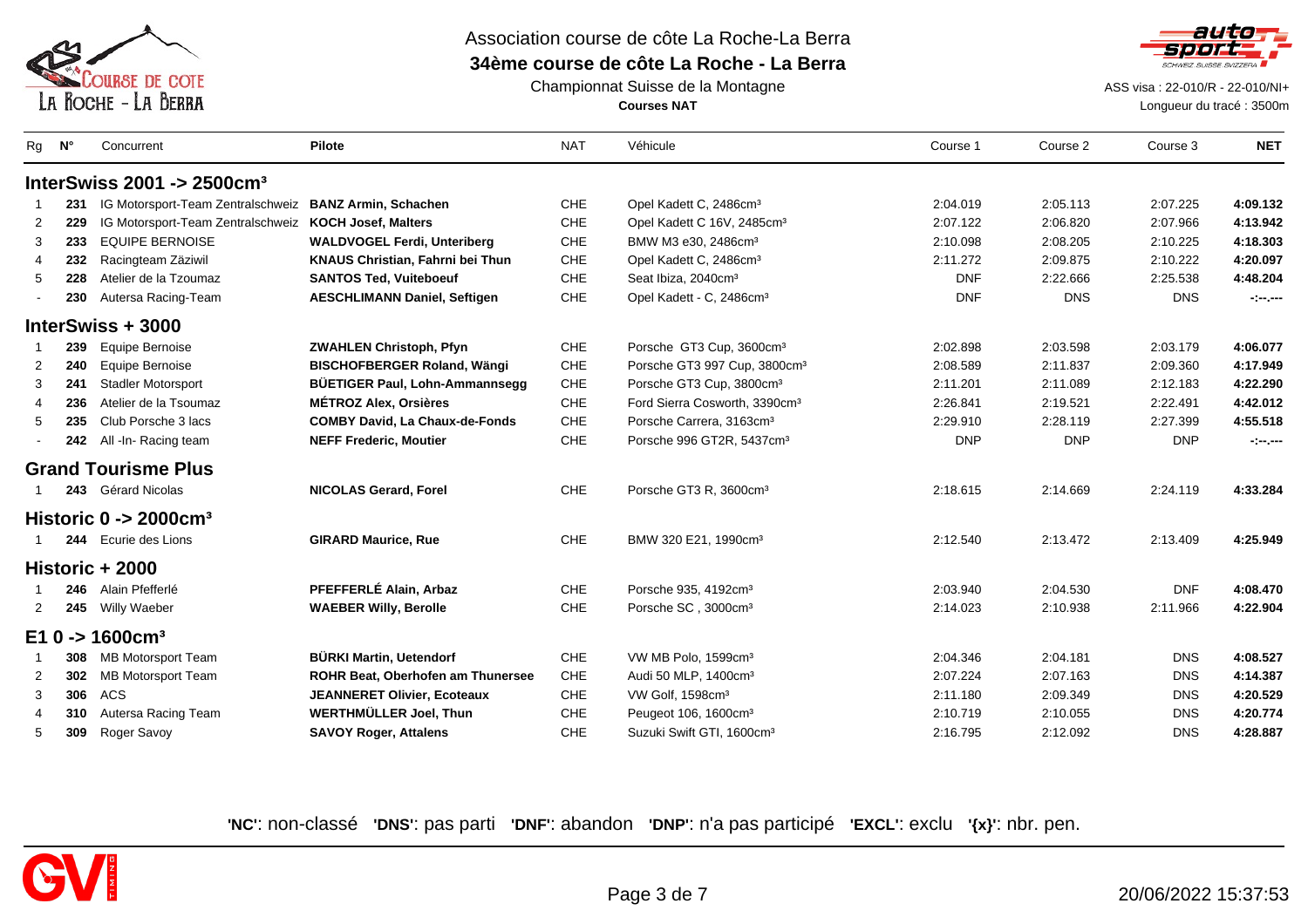Association course de côte La Roche-La Berra

**34ème course de côte La Roche - La Berra**

Championnat Suisse de la Montagne

**Courses NAT**

ASS visa : 22-010/R - 22-010/NI+

Longueur du tracé : 3500m

| Rg | N° | Concurrent | Pilote | NAT | Véhicule | Course 1 | Course 2 | Course 3 | NET |
|---|---|---|---|---|---|---|---|---|---|
| **InterSwiss 2001 -> 2500cm³** | | | | | | | | | |
| 1 | **231** | IG Motorsport-Team Zentralschweiz | **BANZ Armin, Schachen** | CHE | Opel Kadett C, 2486cm³ | 2:04.019 | 2:05.113 | 2:07.225 | **4:09.132** |
| 2 | **229** | IG Motorsport-Team Zentralschweiz | **KOCH Josef, Malters** | CHE | Opel Kadett C 16V, 2485cm³ | 2:07.122 | 2:06.820 | 2:07.966 | **4:13.942** |
| 3 | **233** | EQUIPE BERNOISE | **WALDVOGEL Ferdi, Unteriberg** | CHE | BMW M3 e30, 2486cm³ | 2:10.098 | 2:08.205 | 2:10.225 | **4:18.303** |
| 4 | **232** | Racingteam Zäziwil | **KNAUS Christian, Fahrni bei Thun** | CHE | Opel Kadett C, 2486cm³ | 2:11.272 | 2:09.875 | 2:10.222 | **4:20.097** |
| 5 | **228** | Atelier de la Tzoumaz | **SANTOS Ted, Vuiteboeuf** | CHE | Seat Ibiza, 2040cm³ | DNF | 2:22.666 | 2:25.538 | **4:48.204** |
| - | **230** | Autersa Racing-Team | **AESCHLIMANN Daniel, Seftigen** | CHE | Opel Kadett - C, 2486cm³ | DNF | DNS | DNS | **-:--.---** |
| **InterSwiss + 3000** | | | | | | | | | |
| 1 | **239** | Equipe Bernoise | **ZWAHLEN Christoph, Pfyn** | CHE | Porsche GT3 Cup, 3600cm³ | 2:02.898 | 2:03.598 | 2:03.179 | **4:06.077** |
| 2 | **240** | Equipe Bernoise | **BISCHOFBERGER Roland, Wängi** | CHE | Porsche GT3 997 Cup, 3800cm³ | 2:08.589 | 2:11.837 | 2:09.360 | **4:17.949** |
| 3 | **241** | Stadler Motorsport | **BÜETIGER Paul, Lohn-Ammannsegg** | CHE | Porsche GT3 Cup, 3800cm³ | 2:11.201 | 2:11.089 | 2:12.183 | **4:22.290** |
| 4 | **236** | Atelier de la Tsoumaz | **MÉTROZ Alex, Orsières** | CHE | Ford Sierra Cosworth, 3390cm³ | 2:26.841 | 2:19.521 | 2:22.491 | **4:42.012** |
| 5 | **235** | Club Porsche 3 lacs | **COMBY David, La Chaux-de-Fonds** | CHE | Porsche Carrera, 3163cm³ | 2:29.910 | 2:28.119 | 2:27.399 | **4:55.518** |
| - | **242** | All -In- Racing team | **NEFF Frederic, Moutier** | CHE | Porsche 996 GT2R, 5437cm³ | DNP | DNP | DNP | **-:--.---** |
| **Grand Tourisme Plus** | | | | | | | | | |
| 1 | **243** | Gérard Nicolas | **NICOLAS Gerard, Forel** | CHE | Porsche GT3 R, 3600cm³ | 2:18.615 | 2:14.669 | 2:24.119 | **4:33.284** |
| **Historic 0 -> 2000cm³** | | | | | | | | | |
| 1 | **244** | Ecurie des Lions | **GIRARD Maurice, Rue** | CHE | BMW 320 E21, 1990cm³ | 2:12.540 | 2:13.472 | 2:13.409 | **4:25.949** |
| **Historic + 2000** | | | | | | | | | |
| 1 | **246** | Alain Pfefferlé | **PFEFFERLÉ Alain, Arbaz** | CHE | Porsche 935, 4192cm³ | 2:03.940 | 2:04.530 | DNF | **4:08.470** |
| 2 | **245** | Willy Waeber | **WAEBER Willy, Berolle** | CHE | Porsche SC , 3000cm³ | 2:14.023 | 2:10.938 | 2:11.966 | **4:22.904** |
| **E1 0 -> 1600cm³** | | | | | | | | | |
| 1 | **308** | MB Motorsport Team | **BÜRKI Martin, Uetendorf** | CHE | VW MB Polo, 1599cm³ | 2:04.346 | 2:04.181 | DNS | **4:08.527** |
| 2 | **302** | MB Motorsport Team | **ROHR Beat, Oberhofen am Thunersee** | CHE | Audi 50 MLP, 1400cm³ | 2:07.224 | 2:07.163 | DNS | **4:14.387** |
| 3 | **306** | ACS | **JEANNERET Olivier, Ecoteaux** | CHE | VW Golf, 1598cm³ | 2:11.180 | 2:09.349 | DNS | **4:20.529** |
| 4 | **310** | Autersa Racing Team | **WERTHMÜLLER Joel, Thun** | CHE | Peugeot 106, 1600cm³ | 2:10.719 | 2:10.055 | DNS | **4:20.774** |
| 5 | **309** | Roger Savoy | **SAVOY Roger, Attalens** | CHE | Suzuki Swift GTI, 1600cm³ | 2:16.795 | 2:12.092 | DNS | **4:28.887** |

**'NC'**: non-classé **'DNS'**: pas parti **'DNF'**: abandon **'DNP'**: n'a pas participé **'EXCL'**: exclu **'{x}'**: nbr. pen.

20/06/2022 15:37:53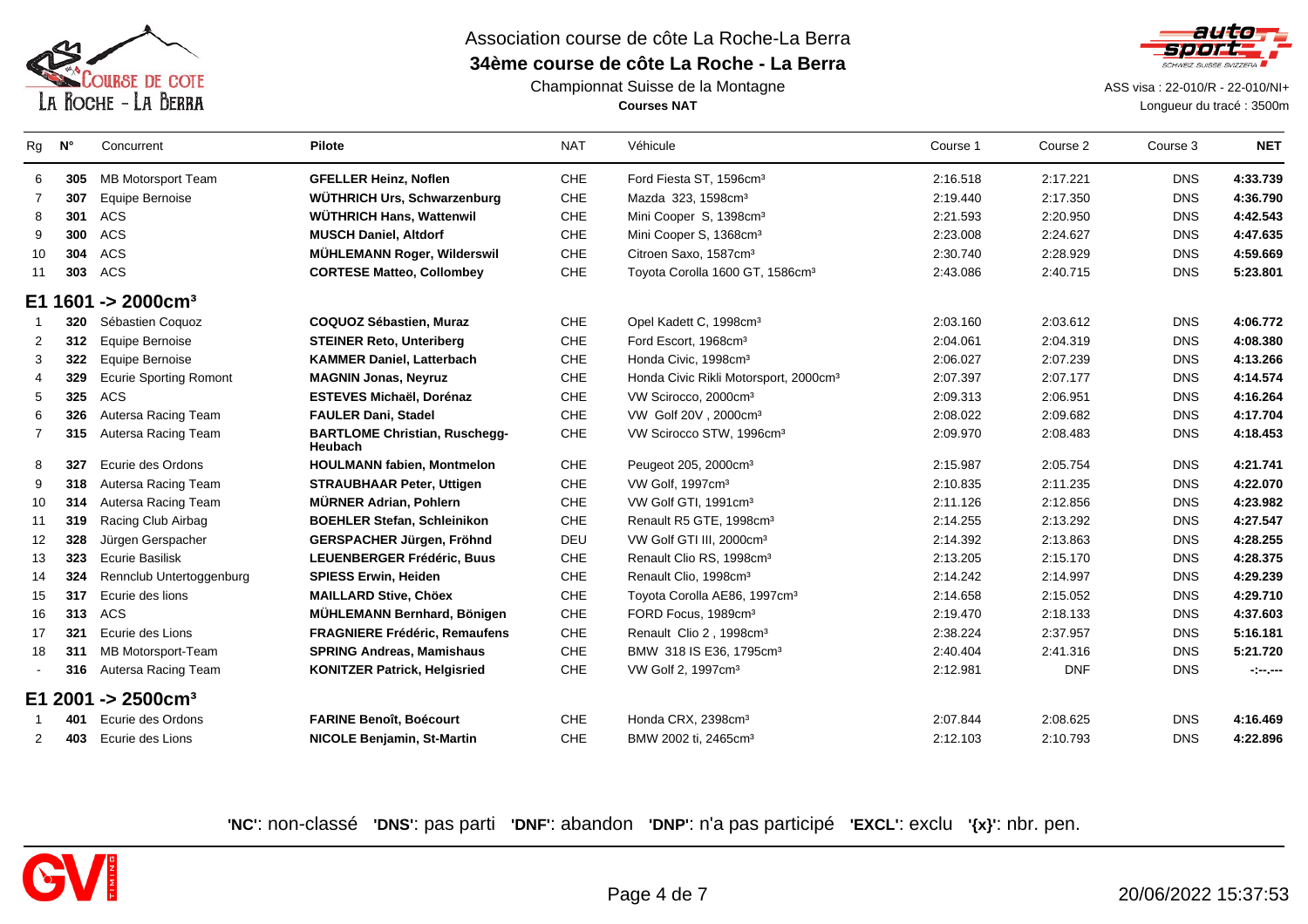Association course de côte La Roche-La Berra

**34ème course de côte La Roche - La Berra**

Championnat Suisse de la Montagne

**Courses NAT**

ASS visa : 22-010/R - 22-010/NI+

Longueur du tracé : 3500m

| Rg | N° | Concurrent | Pilote | NAT | Véhicule | Course 1 | Course 2 | Course 3 | NET |
|---|---|---|---|---|---|---|---|---|---|
| 6 | **305** | MB Motorsport Team | **GFELLER Heinz, Noflen** | CHE | Ford Fiesta ST, 1596cm³ | 2:16.518 | 2:17.221 | DNS | **4:33.739** |
| 7 | **307** | Equipe Bernoise | **WÜTHRICH Urs, Schwarzenburg** | CHE | Mazda 323, 1598cm³ | 2:19.440 | 2:17.350 | DNS | **4:36.790** |
| 8 | **301** | ACS | **WÜTHRICH Hans, Wattenwil** | CHE | Mini Cooper S, 1398cm³ | 2:21.593 | 2:20.950 | DNS | **4:42.543** |
| 9 | **300** | ACS | **MUSCH Daniel, Altdorf** | CHE | Mini Cooper S, 1368cm³ | 2:23.008 | 2:24.627 | DNS | **4:47.635** |
| 10 | **304** | ACS | **MÜHLEMANN Roger, Wilderswil** | CHE | Citroen Saxo, 1587cm³ | 2:30.740 | 2:28.929 | DNS | **4:59.669** |
| 11 | **303** | ACS | **CORTESE Matteo, Collombey** | CHE | Toyota Corolla 1600 GT, 1586cm³ | 2:43.086 | 2:40.715 | DNS | **5:23.801** |
| **E1 1601 -> 2000cm³** | | | | | | | | | |
| 1 | **320** | Sébastien Coquoz | **COQUOZ Sébastien, Muraz** | CHE | Opel Kadett C, 1998cm³ | 2:03.160 | 2:03.612 | DNS | **4:06.772** |
| 2 | **312** | Equipe Bernoise | **STEINER Reto, Unteriberg** | CHE | Ford Escort, 1968cm³ | 2:04.061 | 2:04.319 | DNS | **4:08.380** |
| 3 | **322** | Equipe Bernoise | **KAMMER Daniel, Latterbach** | CHE | Honda Civic, 1998cm³ | 2:06.027 | 2:07.239 | DNS | **4:13.266** |
| 4 | **329** | Ecurie Sporting Romont | **MAGNIN Jonas, Neyruz** | CHE | Honda Civic Rikli Motorsport, 2000cm³ | 2:07.397 | 2:07.177 | DNS | **4:14.574** |
| 5 | **325** | ACS | **ESTEVES Michaël, Dorénaz** | CHE | VW Scirocco, 2000cm³ | 2:09.313 | 2:06.951 | DNS | **4:16.264** |
| 6 | **326** | Autersa Racing Team | **FAULER Dani, Stadel** | CHE | VW Golf 20V , 2000cm³ | 2:08.022 | 2:09.682 | DNS | **4:17.704** |
| 7 | **315** | Autersa Racing Team | **BARTLOME Christian, Ruschegg-Heubach** | CHE | VW Scirocco STW, 1996cm³ | 2:09.970 | 2:08.483 | DNS | **4:18.453** |
| 8 | **327** | Ecurie des Ordons | **HOULMANN fabien, Montmelon** | CHE | Peugeot 205, 2000cm³ | 2:15.987 | 2:05.754 | DNS | **4:21.741** |
| 9 | **318** | Autersa Racing Team | **STRAUBHAAR Peter, Uttigen** | CHE | VW Golf, 1997cm³ | 2:10.835 | 2:11.235 | DNS | **4:22.070** |
| 10 | **314** | Autersa Racing Team | **MÜRNER Adrian, Pohlern** | CHE | VW Golf GTI, 1991cm³ | 2:11.126 | 2:12.856 | DNS | **4:23.982** |
| 11 | **319** | Racing Club Airbag | **BOEHLER Stefan, Schleinikon** | CHE | Renault R5 GTE, 1998cm³ | 2:14.255 | 2:13.292 | DNS | **4:27.547** |
| 12 | **328** | Jürgen Gerspacher | **GERSPACHER Jürgen, Fröhnd** | DEU | VW Golf GTI III, 2000cm³ | 2:14.392 | 2:13.863 | DNS | **4:28.255** |
| 13 | **323** | Ecurie Basilisk | **LEUENBERGER Frédéric, Buus** | CHE | Renault Clio RS, 1998cm³ | 2:13.205 | 2:15.170 | DNS | **4:28.375** |
| 14 | **324** | Rennclub Untertoggenburg | **SPIESS Erwin, Heiden** | CHE | Renault Clio, 1998cm³ | 2:14.242 | 2:14.997 | DNS | **4:29.239** |
| 15 | **317** | Ecurie des lions | **MAILLARD Stive, Choëx** | CHE | Toyota Corolla AE86, 1997cm³ | 2:14.658 | 2:15.052 | DNS | **4:29.710** |
| 16 | **313** | ACS | **MÜHLEMANN Bernhard, Bönigen** | CHE | FORD Focus, 1989cm³ | 2:19.470 | 2:18.133 | DNS | **4:37.603** |
| 17 | **321** | Ecurie des Lions | **FRAGNIERE Frédéric, Remaufens** | CHE | Renault Clio 2 , 1998cm³ | 2:38.224 | 2:37.957 | DNS | **5:16.181** |
| 18 | **311** | MB Motorsport-Team | **SPRING Andreas, Mamishaus** | CHE | BMW 318 IS E36, 1795cm³ | 2:40.404 | 2:41.316 | DNS | **5:21.720** |
| - | **316** | Autersa Racing Team | **KONITZER Patrick, Helgisried** | CHE | VW Golf 2, 1997cm³ | 2:12.981 | DNF | DNS | **-:--.---** |
| **E1 2001 -> 2500cm³** | | | | | | | | | |
| 1 | **401** | Ecurie des Ordons | **FARINE Benoît, Boécourt** | CHE | Honda CRX, 2398cm³ | 2:07.844 | 2:08.625 | DNS | **4:16.469** |
| 2 | **403** | Ecurie des Lions | **NICOLE Benjamin, St-Martin** | CHE | BMW 2002 ti, 2465cm³ | 2:12.103 | 2:10.793 | DNS | **4:22.896** |

**'NC'**: non-classé **'DNS'**: pas parti **'DNF'**: abandon **'DNP'**: n'a pas participé **'EXCL'**: exclu **'{x}'**: nbr. pen.

20/06/2022 15:37:53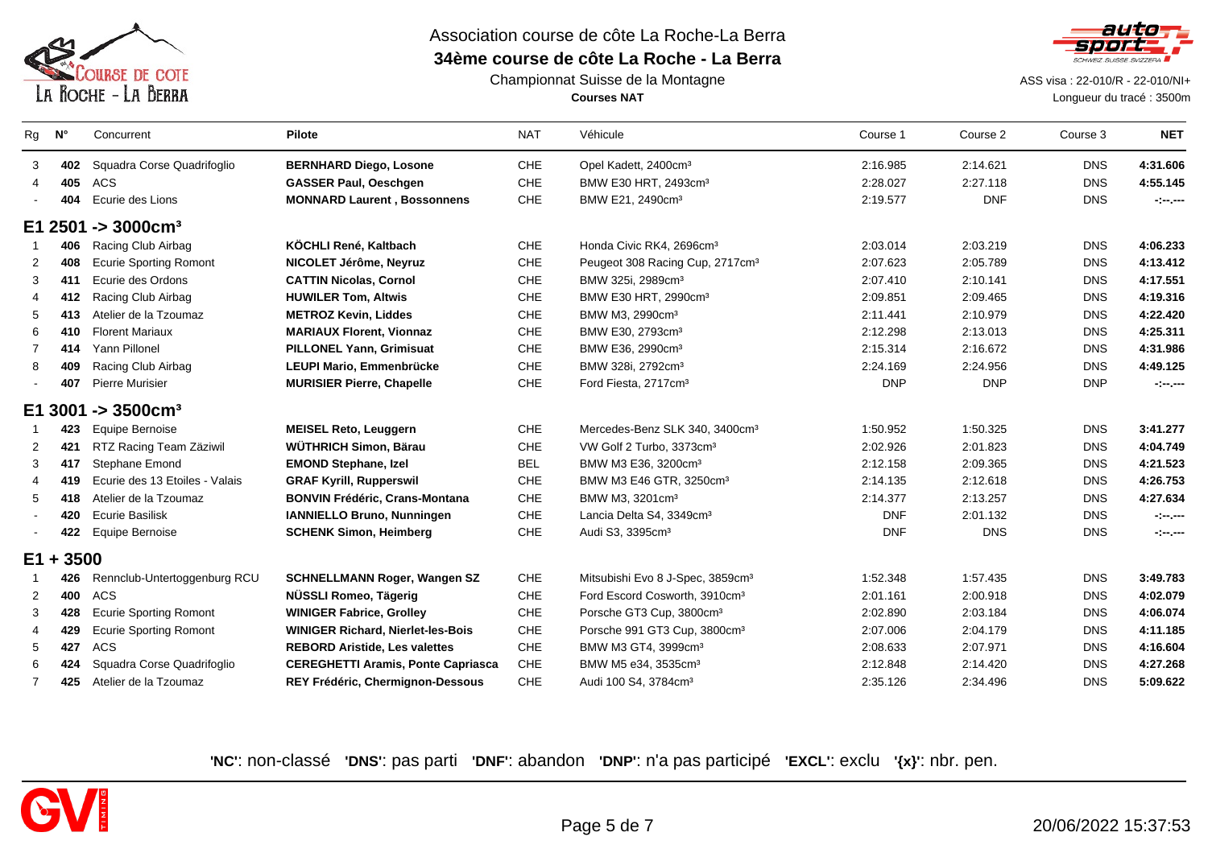Association course de côte La Roche-La Berra

**34ème course de côte La Roche - La Berra**

Championnat Suisse de la Montagne

**Courses NAT**

ASS visa : 22-010/R - 22-010/NI+

Longueur du tracé : 3500m

| Rg | N° | Concurrent | Pilote | NAT | Véhicule | Course 1 | Course 2 | Course 3 | NET |
|---|---|---|---|---|---|---|---|---|---|
| 3 | **402** | Squadra Corse Quadrifoglio | **BERNHARD Diego, Losone** | CHE | Opel Kadett, 2400cm³ | 2:16.985 | 2:14.621 | DNS | **4:31.606** |
| 4 | **405** | ACS | **GASSER Paul, Oeschgen** | CHE | BMW E30 HRT, 2493cm³ | 2:28.027 | 2:27.118 | DNS | **4:55.145** |
| - | **404** | Ecurie des Lions | **MONNARD Laurent , Bossonnens** | CHE | BMW E21, 2490cm³ | 2:19.577 | DNF | DNS | **-:--.---** |
| **E1 2501 -> 3000cm³** | | | | | | | | | |
| 1 | **406** | Racing Club Airbag | **KÖCHLI René, Kaltbach** | CHE | Honda Civic RK4, 2696cm³ | 2:03.014 | 2:03.219 | DNS | **4:06.233** |
| 2 | **408** | Ecurie Sporting Romont | **NICOLET Jérôme, Neyruz** | CHE | Peugeot 308 Racing Cup, 2717cm³ | 2:07.623 | 2:05.789 | DNS | **4:13.412** |
| 3 | **411** | Ecurie des Ordons | **CATTIN Nicolas, Cornol** | CHE | BMW 325i, 2989cm³ | 2:07.410 | 2:10.141 | DNS | **4:17.551** |
| 4 | **412** | Racing Club Airbag | **HUWILER Tom, Altwis** | CHE | BMW E30 HRT, 2990cm³ | 2:09.851 | 2:09.465 | DNS | **4:19.316** |
| 5 | **413** | Atelier de la Tzoumaz | **METROZ Kevin, Liddes** | CHE | BMW M3, 2990cm³ | 2:11.441 | 2:10.979 | DNS | **4:22.420** |
| 6 | **410** | Florent Mariaux | **MARIAUX Florent, Vionnaz** | CHE | BMW E30, 2793cm³ | 2:12.298 | 2:13.013 | DNS | **4:25.311** |
| 7 | **414** | Yann Pillonel | **PILLONEL Yann, Grimisuat** | CHE | BMW E36, 2990cm³ | 2:15.314 | 2:16.672 | DNS | **4:31.986** |
| 8 | **409** | Racing Club Airbag | **LEUPI Mario, Emmenbrücke** | CHE | BMW 328i, 2792cm³ | 2:24.169 | 2:24.956 | DNS | **4:49.125** |
| - | **407** | Pierre Murisier | **MURISIER Pierre, Chapelle** | CHE | Ford Fiesta, 2717cm³ | DNP | DNP | DNP | **-:--.---** |
| **E1 3001 -> 3500cm³** | | | | | | | | | |
| 1 | **423** | Equipe Bernoise | **MEISEL Reto, Leuggern** | CHE | Mercedes-Benz SLK 340, 3400cm³ | 1:50.952 | 1:50.325 | DNS | **3:41.277** |
| 2 | **421** | RTZ Racing Team Zäziwil | **WÜTHRICH Simon, Bärau** | CHE | VW Golf 2 Turbo, 3373cm³ | 2:02.926 | 2:01.823 | DNS | **4:04.749** |
| 3 | **417** | Stephane Emond | **EMOND Stephane, Izel** | BEL | BMW M3 E36, 3200cm³ | 2:12.158 | 2:09.365 | DNS | **4:21.523** |
| 4 | **419** | Ecurie des 13 Etoiles - Valais | **GRAF Kyrill, Rupperswil** | CHE | BMW M3 E46 GTR, 3250cm³ | 2:14.135 | 2:12.618 | DNS | **4:26.753** |
| 5 | **418** | Atelier de la Tzoumaz | **BONVIN Frédéric, Crans-Montana** | CHE | BMW M3, 3201cm³ | 2:14.377 | 2:13.257 | DNS | **4:27.634** |
| - | **420** | Ecurie Basilisk | **IANNIELLO Bruno, Nunningen** | CHE | Lancia Delta S4, 3349cm³ | DNF | 2:01.132 | DNS | **-:--.---** |
| - | **422** | Equipe Bernoise | **SCHENK Simon, Heimberg** | CHE | Audi S3, 3395cm³ | DNF | DNS | DNS | **-:--.---** |
| **E1 + 3500** | | | | | | | | | |
| 1 | **426** | Rennclub-Untertoggenburg RCU | **SCHNELLMANN Roger, Wangen SZ** | CHE | Mitsubishi Evo 8 J-Spec, 3859cm³ | 1:52.348 | 1:57.435 | DNS | **3:49.783** |
| 2 | **400** | ACS | **NÜSSLI Romeo, Tägerig** | CHE | Ford Escord Cosworth, 3910cm³ | 2:01.161 | 2:00.918 | DNS | **4:02.079** |
| 3 | **428** | Ecurie Sporting Romont | **WINIGER Fabrice, Grolley** | CHE | Porsche GT3 Cup, 3800cm³ | 2:02.890 | 2:03.184 | DNS | **4:06.074** |
| 4 | **429** | Ecurie Sporting Romont | **WINIGER Richard, Nierlet-les-Bois** | CHE | Porsche 991 GT3 Cup, 3800cm³ | 2:07.006 | 2:04.179 | DNS | **4:11.185** |
| 5 | **427** | ACS | **REBORD Aristide, Les valettes** | CHE | BMW M3 GT4, 3999cm³ | 2:08.633 | 2:07.971 | DNS | **4:16.604** |
| 6 | **424** | Squadra Corse Quadrifoglio | **CEREGHETTI Aramis, Ponte Capriasca** | CHE | BMW M5 e34, 3535cm³ | 2:12.848 | 2:14.420 | DNS | **4:27.268** |
| 7 | **425** | Atelier de la Tzoumaz | **REY Frédéric, Chermignon-Dessous** | CHE | Audi 100 S4, 3784cm³ | 2:35.126 | 2:34.496 | DNS | **5:09.622** |

**'NC'**: non-classé **'DNS'**: pas parti **'DNF'**: abandon **'DNP'**: n'a pas participé **'EXCL'**: exclu **'{x}'**: nbr. pen.

20/06/2022 15:37:53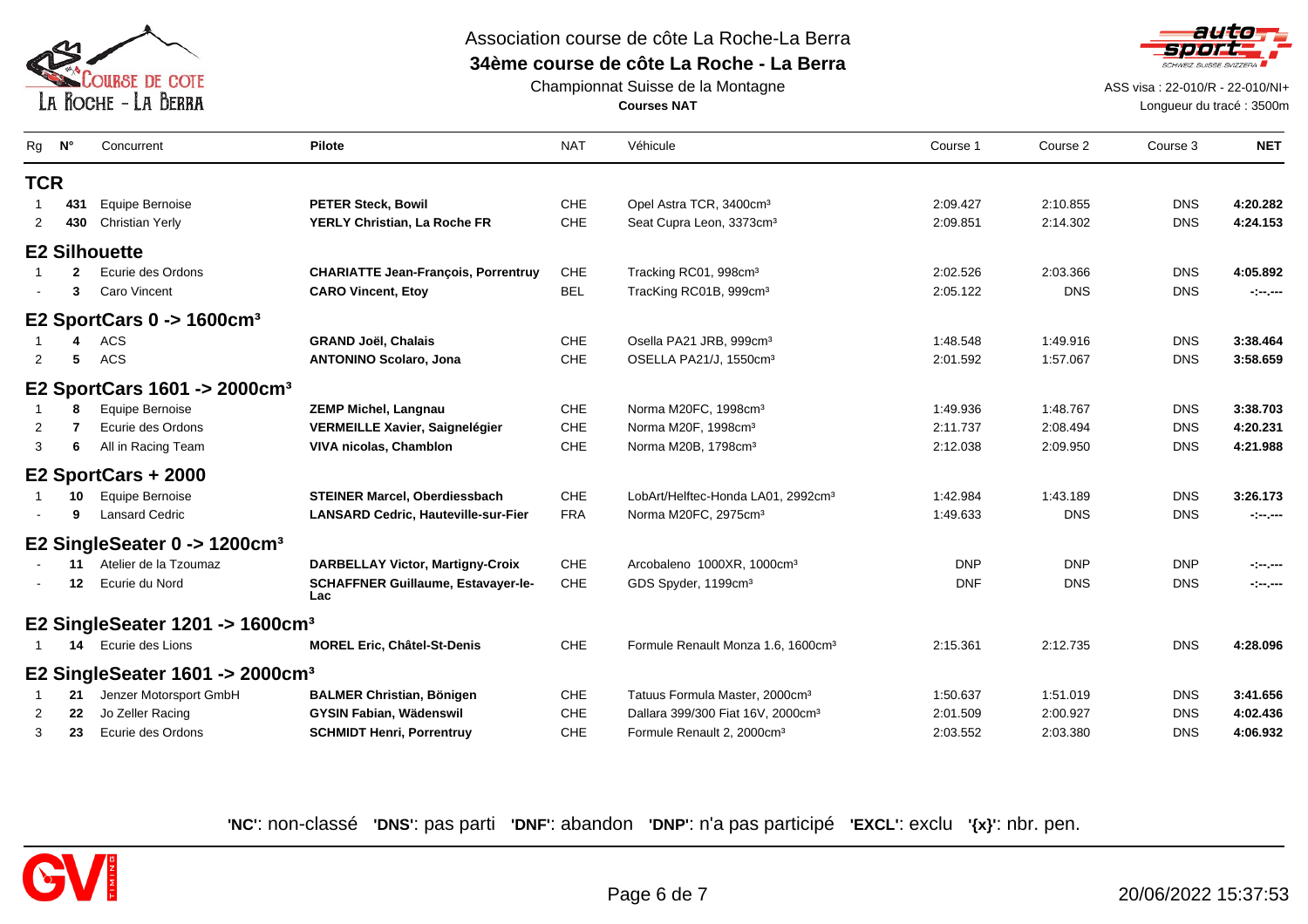Association course de côte La Roche-La Berra

**34ème course de côte La Roche - La Berra**

Championnat Suisse de la Montagne

**Courses NAT**

ASS visa : 22-010/R - 22-010/NI+

Longueur du tracé : 3500m

| Rg | N° | Concurrent | Pilote | NAT | Véhicule | Course 1 | Course 2 | Course 3 | NET |
|---|---|---|---|---|---|---|---|---|---|
| **TCR** | | | | | | | | | |
| 1 | **431** | Equipe Bernoise | **PETER Steck, Bowil** | CHE | Opel Astra TCR, 3400cm³ | 2:09.427 | 2:10.855 | DNS | **4:20.282** |
| 2 | **430** | Christian Yerly | **YERLY Christian, La Roche FR** | CHE | Seat Cupra Leon, 3373cm³ | 2:09.851 | 2:14.302 | DNS | **4:24.153** |
| **E2 Silhouette** | | | | | | | | | |
| 1 | **2** | Ecurie des Ordons | **CHARIATTE Jean-François, Porrentruy** | CHE | Tracking RC01, 998cm³ | 2:02.526 | 2:03.366 | DNS | **4:05.892** |
| - | **3** | Caro Vincent | **CARO Vincent, Etoy** | BEL | TracKing RC01B, 999cm³ | 2:05.122 | DNS | DNS | -:--.--- |
| **E2 SportCars 0 -> 1600cm³** | | | | | | | | | |
| 1 | **4** | ACS | **GRAND Joël, Chalais** | CHE | Osella PA21 JRB, 999cm³ | 1:48.548 | 1:49.916 | DNS | **3:38.464** |
| 2 | **5** | ACS | **ANTONINO Scolaro, Jona** | CHE | OSELLA PA21/J, 1550cm³ | 2:01.592 | 1:57.067 | DNS | **3:58.659** |
| **E2 SportCars 1601 -> 2000cm³** | | | | | | | | | |
| 1 | **8** | Equipe Bernoise | **ZEMP Michel, Langnau** | CHE | Norma M20FC, 1998cm³ | 1:49.936 | 1:48.767 | DNS | **3:38.703** |
| 2 | **7** | Ecurie des Ordons | **VERMEILLE Xavier, Saignelégier** | CHE | Norma M20F, 1998cm³ | 2:11.737 | 2:08.494 | DNS | **4:20.231** |
| 3 | **6** | All in Racing Team | **VIVA nicolas, Chamblon** | CHE | Norma M20B, 1798cm³ | 2:12.038 | 2:09.950 | DNS | **4:21.988** |
| **E2 SportCars + 2000** | | | | | | | | | |
| 1 | **10** | Equipe Bernoise | **STEINER Marcel, Oberdiessbach** | CHE | LobArt/Helftec-Honda LA01, 2992cm³ | 1:42.984 | 1:43.189 | DNS | **3:26.173** |
| - | **9** | Lansard Cedric | **LANSARD Cedric, Hauteville-sur-Fier** | FRA | Norma M20FC, 2975cm³ | 1:49.633 | DNS | DNS | -:--.--- |
| **E2 SingleSeater 0 -> 1200cm³** | | | | | | | | | |
| - | **11** | Atelier de la Tzoumaz | **DARBELLAY Victor, Martigny-Croix** | CHE | Arcobaleno 1000XR, 1000cm³ | DNP | DNP | DNP | -:--.--- |
| - | **12** | Ecurie du Nord | **SCHAFFNER Guillaume, Estavayer-le-Lac** | CHE | GDS Spyder, 1199cm³ | DNF | DNS | DNS | -:--.--- |
| **E2 SingleSeater 1201 -> 1600cm³** | | | | | | | | | |
| 1 | **14** | Ecurie des Lions | **MOREL Eric, Châtel-St-Denis** | CHE | Formule Renault Monza 1.6, 1600cm³ | 2:15.361 | 2:12.735 | DNS | **4:28.096** |
| **E2 SingleSeater 1601 -> 2000cm³** | | | | | | | | | |
| 1 | **21** | Jenzer Motorsport GmbH | **BALMER Christian, Bönigen** | CHE | Tatuus Formula Master, 2000cm³ | 1:50.637 | 1:51.019 | DNS | **3:41.656** |
| 2 | **22** | Jo Zeller Racing | **GYSIN Fabian, Wädenswil** | CHE | Dallara 399/300 Fiat 16V, 2000cm³ | 2:01.509 | 2:00.927 | DNS | **4:02.436** |
| 3 | **23** | Ecurie des Ordons | **SCHMIDT Henri, Porrentruy** | CHE | Formule Renault 2, 2000cm³ | 2:03.552 | 2:03.380 | DNS | **4:06.932** |

**'NC'**: non-classé **'DNS'**: pas parti **'DNF'**: abandon **'DNP'**: n'a pas participé **'EXCL'**: exclu **'{x}'**: nbr. pen.

20/06/2022 15:37:53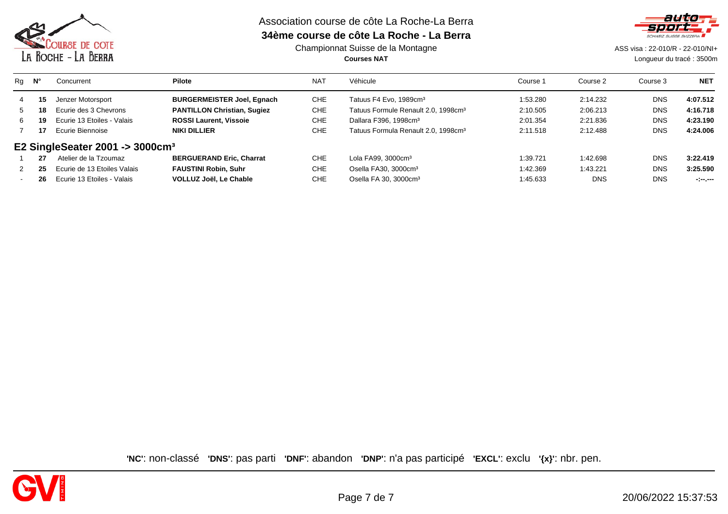Association course de côte La Roche-La Berra

**34ème course de côte La Roche - La Berra**

Championnat Suisse de la Montagne

**Courses NAT**

ASS visa : 22-010/R - 22-010/NI+

Longueur du tracé : 3500m

| Rg | N° | Concurrent | Pilote | NAT | Véhicule | Course 1 | Course 2 | Course 3 | NET |
|---|---|---|---|---|---|---|---|---|---|
| 4 | **15** | Jenzer Motorsport | **BURGERMEISTER Joel, Egnach** | CHE | Tatuus F4 Evo, 1989cm³ | 1:53.280 | 2:14.232 | DNS | **4:07.512** |
| 5 | **18** | Ecurie des 3 Chevrons | **PANTILLON Christian, Sugiez** | CHE | Tatuus Formule Renault 2.0, 1998cm³ | 2:10.505 | 2:06.213 | DNS | **4:16.718** |
| 6 | **19** | Ecurie 13 Etoiles - Valais | **ROSSI Laurent, Vissoie** | CHE | Dallara F396, 1998cm³ | 2:01.354 | 2:21.836 | DNS | **4:23.190** |
| 7 | **17** | Ecurie Biennoise | **NIKI DILLIER** | CHE | Tatuus Formula Renault 2.0, 1998cm³ | 2:11.518 | 2:12.488 | DNS | **4:24.006** |

## E2 SingleSeater 2001 -> 3000cm³

| Rg | N° | Concurrent | Pilote | NAT | Véhicule | Course 1 | Course 2 | Course 3 | NET |
|---|---|---|---|---|---|---|---|---|---|
| 1 | **27** | Atelier de la Tzoumaz | **BERGUERAND Eric, Charrat** | CHE | Lola FA99, 3000cm³ | 1:39.721 | 1:42.698 | DNS | **3:22.419** |
| 2 | **25** | Ecurie de 13 Etoiles Valais | **FAUSTINI Robin, Suhr** | CHE | Osella FA30, 3000cm³ | 1:42.369 | 1:43.221 | DNS | **3:25.590** |
| - | **26** | Ecurie 13 Etoiles - Valais | **VOLLUZ Joël, Le Chable** | CHE | Osella FA 30, 3000cm³ | 1:45.633 | DNS | DNS | **-:--.---** |

**'NC'**: non-classé **'DNS'**: pas parti **'DNF'**: abandon **'DNP'**: n'a pas participé **'EXCL'**: exclu **'{x}'**: nbr. pen.

20/06/2022 15:37:53